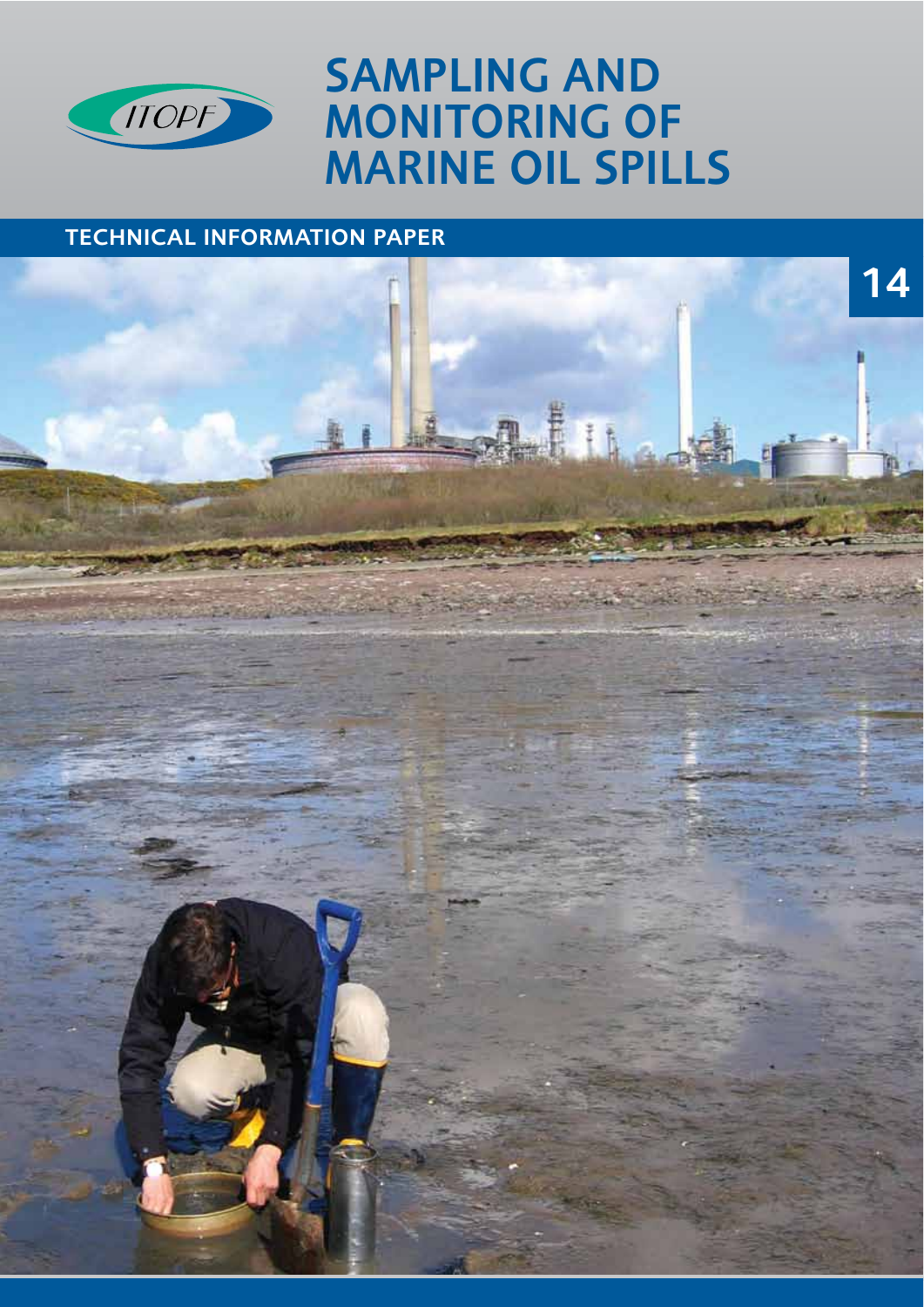ITOPF

# SAMPLING AND MONITORING OF MARINE OIL SPILLS

## TECHNICAL INFORMATION PAPER

14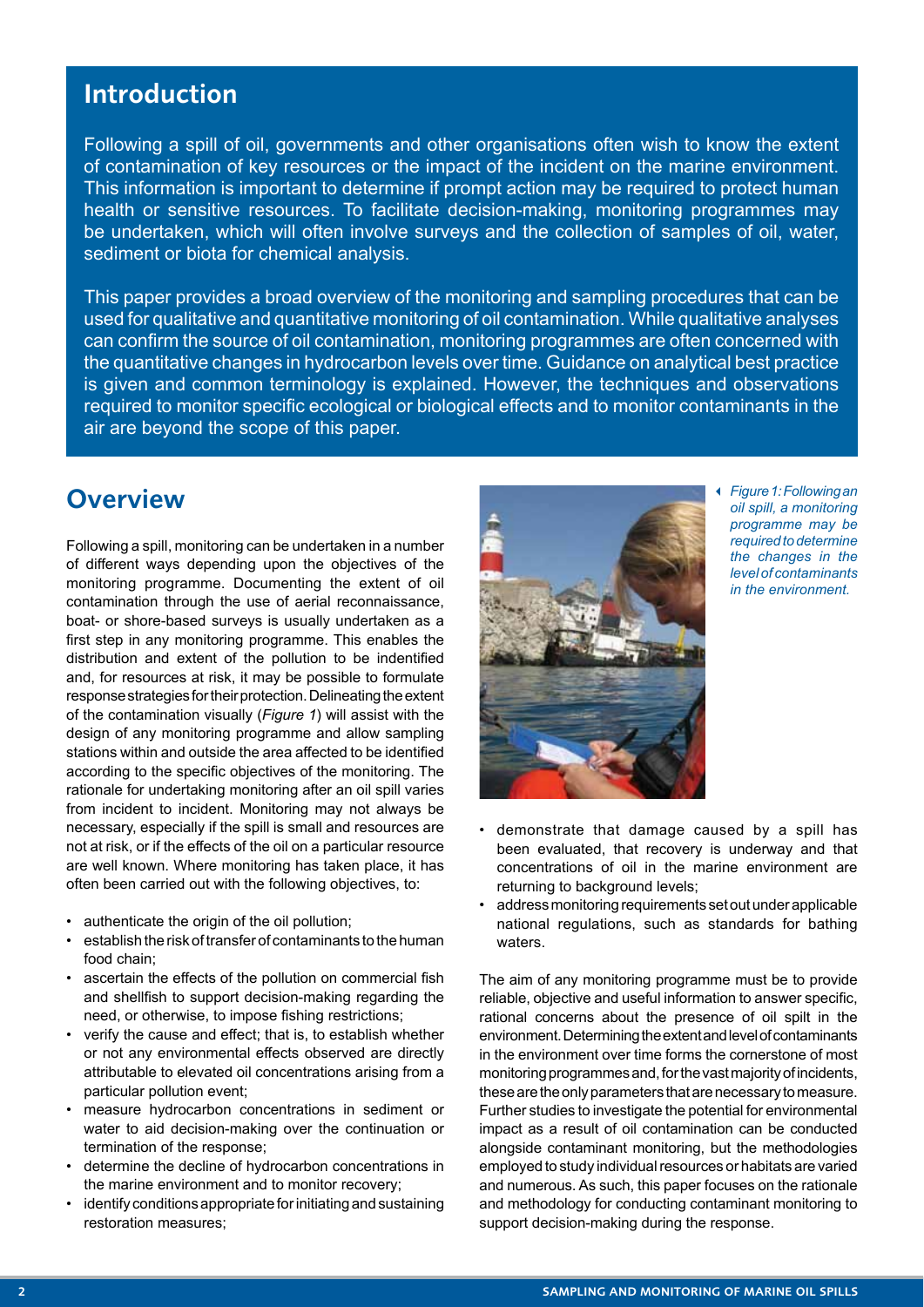## Introduction

Following a spill of oil, governments and other organisations often wish to know the extent of contamination of key resources or the impact of the incident on the marine environment. This information is important to determine if prompt action may be required to protect human health or sensitive resources. To facilitate decision-making, monitoring programmes may be undertaken, which will often involve surveys and the collection of samples of oil, water, sediment or biota for chemical analysis.

This paper provides a broad overview of the monitoring and sampling procedures that can be used for qualitative and quantitative monitoring of oil contamination. While qualitative analyses can confirm the source of oil contamination, monitoring programmes are often concerned with the quantitative changes in hydrocarbon levels over time. Guidance on analytical best practice is given and common terminology is explained. However, the techniques and observations required to monitor specific ecological or biological effects and to monitor contaminants in the air are beyond the scope of this paper.

## Overview

Following a spill, monitoring can be undertaken in a number of different ways depending upon the objectives of the monitoring programme. Documenting the extent of oil contamination through the use of aerial reconnaissance, boat- or shore-based surveys is usually undertaken as a first step in any monitoring programme. This enables the distribution and extent of the pollution to be indentified and, for resources at risk, it may be possible to formulate response strategies for their protection. Delineating the extent of the contamination visually (*Figure 1*) will assist with the design of any monitoring programme and allow sampling stations within and outside the area affected to be identified according to the specific objectives of the monitoring. The rationale for undertaking monitoring after an oil spill varies from incident to incident. Monitoring may not always be necessary, especially if the spill is small and resources are not at risk, or if the effects of the oil on a particular resource are well known. Where monitoring has taken place, it has often been carried out with the following objectives, to:

- authenticate the origin of the oil pollution;
- establish the risk of transfer of contaminants to the human food chain;
- ascertain the effects of the pollution on commercial fish and shellfish to support decision-making regarding the need, or otherwise, to impose fishing restrictions;
- verify the cause and effect; that is, to establish whether or not any environmental effects observed are directly attributable to elevated oil concentrations arising from a particular pollution event;
- measure hydrocarbon concentrations in sediment or water to aid decision-making over the continuation or termination of the response;
- determine the decline of hydrocarbon concentrations in the marine environment and to monitor recovery;
- identify conditions appropriate for initiating and sustaining restoration measures;
- demonstrate that damage caused by a spill has been evaluated, that recovery is underway and that concentrations of oil in the marine environment are returning to background levels;
- address monitoring requirements set out under applicable national regulations, such as standards for bathing waters.

*Figure 1: Following an oil spill, a monitoring programme may be required to determine the changes in the level of contaminants in the environment.*

The aim of any monitoring programme must be to provide reliable, objective and useful information to answer specific, rational concerns about the presence of oil spilt in the environment. Determining the extent and level of contaminants in the environment over time forms the cornerstone of most monitoring programmes and, for the vast majority of incidents, these are the only parameters that are necessary to measure. Further studies to investigate the potential for environmental impact as a result of oil contamination can be conducted alongside contaminant monitoring, but the methodologies employed to study individual resources or habitats are varied and numerous. As such, this paper focuses on the rationale and methodology for conducting contaminant monitoring to support decision-making during the response.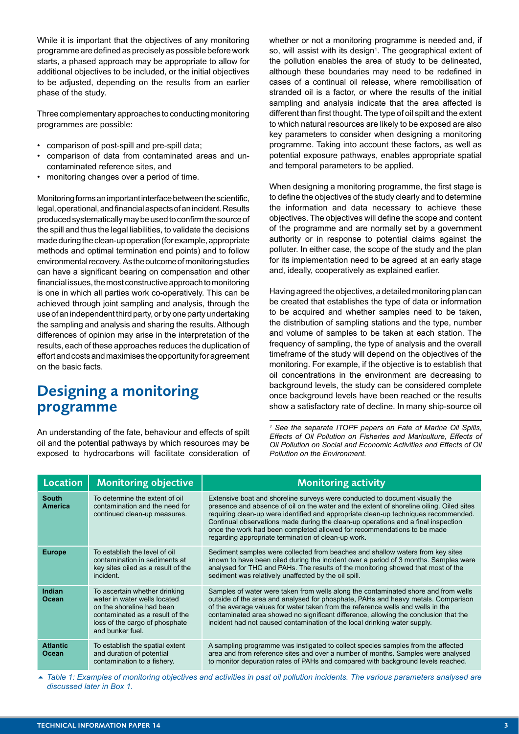While it is important that the objectives of any monitoring programme are defined as precisely as possible before work starts, a phased approach may be appropriate to allow for additional objectives to be included, or the initial objectives to be adjusted, depending on the results from an earlier phase of the study.

Three complementary approaches to conducting monitoring programmes are possible:

- comparison of post-spill and pre-spill data;
- comparison of data from contaminated areas and un-contaminated reference sites, and
- monitoring changes over a period of time.

Monitoring forms an important interface between the scientific, legal, operational, and financial aspects of an incident. Results produced systematically may be used to confirm the source of the spill and thus the legal liabilities, to validate the decisions made during the clean-up operation (for example, appropriate methods and optimal termination end points) and to follow environmental recovery. As the outcome of monitoring studies can have a significant bearing on compensation and other financial issues, the most constructive approach to monitoring is one in which all parties work co-operatively. This can be achieved through joint sampling and analysis, through the use of an independent third party, or by one party undertaking the sampling and analysis and sharing the results. Although differences of opinion may arise in the interpretation of the results, each of these approaches reduces the duplication of effort and costs and maximises the opportunity for agreement on the basic facts.

## Designing a monitoring programme

An understanding of the fate, behaviour and effects of spilt oil and the potential pathways by which resources may be exposed to hydrocarbons will facilitate consideration of whether or not a monitoring programme is needed and, if so, will assist with its design[1]. The geographical extent of the pollution enables the area of study to be delineated, although these boundaries may need to be redefined in cases of a continual oil release, where remobilisation of stranded oil is a factor, or where the results of the initial sampling and analysis indicate that the area affected is different than first thought. The type of oil spilt and the extent to which natural resources are likely to be exposed are also key parameters to consider when designing a monitoring programme. Taking into account these factors, as well as potential exposure pathways, enables appropriate spatial and temporal parameters to be applied.

When designing a monitoring programme, the first stage is to define the objectives of the study clearly and to determine the information and data necessary to achieve these objectives. The objectives will define the scope and content of the programme and are normally set by a government authority or in response to potential claims against the polluter. In either case, the scope of the study and the plan for its implementation need to be agreed at an early stage and, ideally, cooperatively as explained earlier.

Having agreed the objectives, a detailed monitoring plan can be created that establishes the type of data or information to be acquired and whether samples need to be taken, the distribution of sampling stations and the type, number and volume of samples to be taken at each station. The frequency of sampling, the type of analysis and the overall timeframe of the study will depend on the objectives of the monitoring. For example, if the objective is to establish that oil concentrations in the environment are decreasing to background levels, the study can be considered complete once background levels have been reached or the results show a satisfactory rate of decline. In many ship-source oil

*[1] See the separate ITOPF papers on Fate of Marine Oil Spills, Effects of Oil Pollution on Fisheries and Mariculture, Effects of Oil Pollution on Social and Economic Activities and Effects of Oil Pollution on the Environment.*

| Location | Monitoring objective | Monitoring activity |
|---|---|---|
| **South America** | To determine the extent of oil contamination and the need for continued clean-up measures. | Extensive boat and shoreline surveys were conducted to document visually the presence and absence of oil on the water and the extent of shoreline oiling. Oiled sites requiring clean-up were identified and appropriate clean-up techniques recommended. Continual observations made during the clean-up operations and a final inspection once the work had been completed allowed for recommendations to be made regarding appropriate termination of clean-up work. |
| **Europe** | To establish the level of oil contamination in sediments at key sites oiled as a result of the incident. | Sediment samples were collected from beaches and shallow waters from key sites known to have been oiled during the incident over a period of 3 months. Samples were analysed for THC and PAHs. The results of the monitoring showed that most of the sediment was relatively unaffected by the oil spill. |
| **Indian Ocean** | To ascertain whether drinking water in water wells located on the shoreline had been contaminated as a result of the loss of the cargo of phosphate and bunker fuel. | Samples of water were taken from wells along the contaminated shore and from wells outside of the area and analysed for phosphate, PAHs and heavy metals. Comparison of the average values for water taken from the reference wells and wells in the contaminated area showed no significant difference, allowing the conclusion that the incident had not caused contamination of the local drinking water supply. |
| **Atlantic Ocean** | To establish the spatial extent and duration of potential contamination to a fishery. | A sampling programme was instigated to collect species samples from the affected area and from reference sites and over a number of months. Samples were analysed to monitor depuration rates of PAHs and compared with background levels reached. |

*Table 1: Examples of monitoring objectives and activities in past oil pollution incidents. The various parameters analysed are discussed later in Box 1.*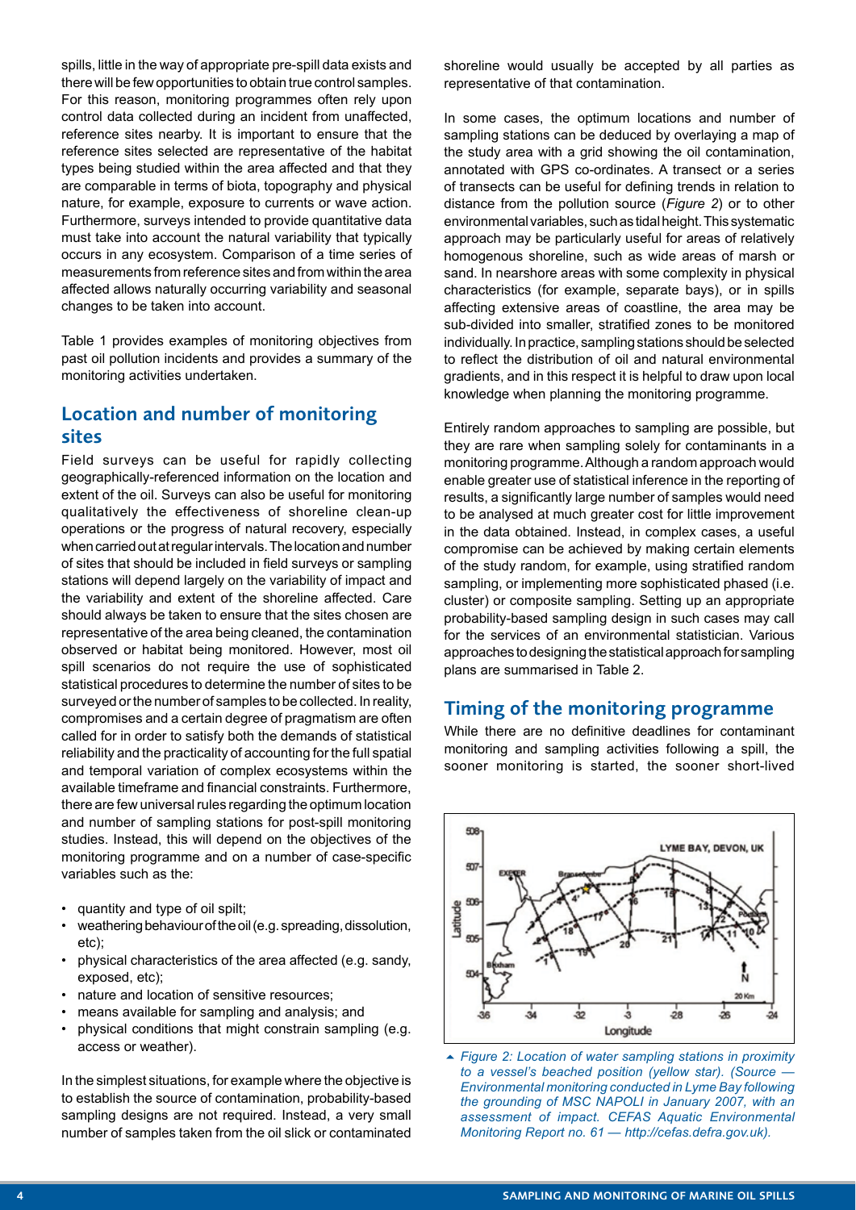spills, little in the way of appropriate pre-spill data exists and there will be few opportunities to obtain true control samples. For this reason, monitoring programmes often rely upon control data collected during an incident from unaffected, reference sites nearby. It is important to ensure that the reference sites selected are representative of the habitat types being studied within the area affected and that they are comparable in terms of biota, topography and physical nature, for example, exposure to currents or wave action. Furthermore, surveys intended to provide quantitative data must take into account the natural variability that typically occurs in any ecosystem. Comparison of a time series of measurements from reference sites and from within the area affected allows naturally occurring variability and seasonal changes to be taken into account.

Table 1 provides examples of monitoring objectives from past oil pollution incidents and provides a summary of the monitoring activities undertaken.

## Location and number of monitoring sites

Field surveys can be useful for rapidly collecting geographically-referenced information on the location and extent of the oil. Surveys can also be useful for monitoring qualitatively the effectiveness of shoreline clean-up operations or the progress of natural recovery, especially when carried out at regular intervals. The location and number of sites that should be included in field surveys or sampling stations will depend largely on the variability of impact and the variability and extent of the shoreline affected. Care should always be taken to ensure that the sites chosen are representative of the area being cleaned, the contamination observed or habitat being monitored. However, most oil spill scenarios do not require the use of sophisticated statistical procedures to determine the number of sites to be surveyed or the number of samples to be collected. In reality, compromises and a certain degree of pragmatism are often called for in order to satisfy both the demands of statistical reliability and the practicality of accounting for the full spatial and temporal variation of complex ecosystems within the available timeframe and financial constraints. Furthermore, there are few universal rules regarding the optimum location and number of sampling stations for post-spill monitoring studies. Instead, this will depend on the objectives of the monitoring programme and on a number of case-specific variables such as the:

- quantity and type of oil spilt;
- weathering behaviour of the oil (e.g. spreading, dissolution, etc);
- physical characteristics of the area affected (e.g. sandy, exposed, etc);
- nature and location of sensitive resources;
- means available for sampling and analysis; and
- physical conditions that might constrain sampling (e.g. access or weather).

In the simplest situations, for example where the objective is to establish the source of contamination, probability-based sampling designs are not required. Instead, a very small number of samples taken from the oil slick or contaminated shoreline would usually be accepted by all parties as representative of that contamination.

In some cases, the optimum locations and number of sampling stations can be deduced by overlaying a map of the study area with a grid showing the oil contamination, annotated with GPS co-ordinates. A transect or a series of transects can be useful for defining trends in relation to distance from the pollution source (*Figure 2*) or to other environmental variables, such as tidal height. This systematic approach may be particularly useful for areas of relatively homogenous shoreline, such as wide areas of marsh or sand. In nearshore areas with some complexity in physical characteristics (for example, separate bays), or in spills affecting extensive areas of coastline, the area may be sub-divided into smaller, stratified zones to be monitored individually. In practice, sampling stations should be selected to reflect the distribution of oil and natural environmental gradients, and in this respect it is helpful to draw upon local knowledge when planning the monitoring programme.

Entirely random approaches to sampling are possible, but they are rare when sampling solely for contaminants in a monitoring programme. Although a random approach would enable greater use of statistical inference in the reporting of results, a significantly large number of samples would need to be analysed at much greater cost for little improvement in the data obtained. Instead, in complex cases, a useful compromise can be achieved by making certain elements of the study random, for example, using stratified random sampling, or implementing more sophisticated phased (i.e. cluster) or composite sampling. Setting up an appropriate probability-based sampling design in such cases may call for the services of an environmental statistician. Various approaches to designing the statistical approach for sampling plans are summarised in Table 2.

## Timing of the monitoring programme

While there are no definitive deadlines for contaminant monitoring and sampling activities following a spill, the sooner monitoring is started, the sooner short-lived

*Figure 2: Location of water sampling stations in proximity to a vessel's beached position (yellow star). (Source — Environmental monitoring conducted in Lyme Bay following the grounding of MSC NAPOLI in January 2007, with an assessment of impact. CEFAS Aquatic Environmental Monitoring Report no. 61 — http://cefas.defra.gov.uk).*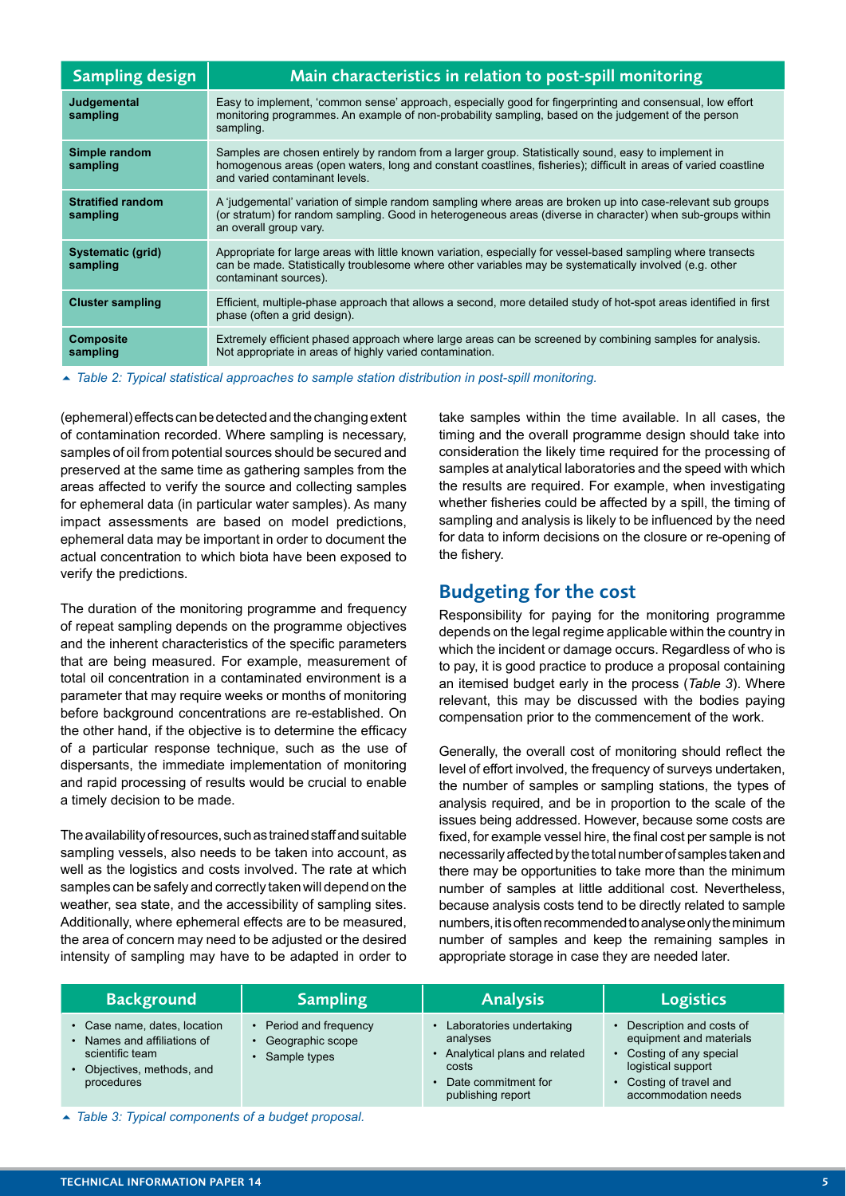| Sampling design | Main characteristics in relation to post-spill monitoring |
|---|---|
| **Judgemental sampling** | Easy to implement, 'common sense' approach, especially good for fingerprinting and consensual, low effort monitoring programmes. An example of non-probability sampling, based on the judgement of the person sampling. |
| **Simple random sampling** | Samples are chosen entirely by random from a larger group. Statistically sound, easy to implement in homogenous areas (open waters, long and constant coastlines, fisheries); difficult in areas of varied coastline and varied contaminant levels. |
| **Stratified random sampling** | A 'judgemental' variation of simple random sampling where areas are broken up into case-relevant sub groups (or stratum) for random sampling. Good in heterogeneous areas (diverse in character) when sub-groups within an overall group vary. |
| **Systematic (grid) sampling** | Appropriate for large areas with little known variation, especially for vessel-based sampling where transects can be made. Statistically troublesome where other variables may be systematically involved (e.g. other contaminant sources). |
| **Cluster sampling** | Efficient, multiple-phase approach that allows a second, more detailed study of hot-spot areas identified in first phase (often a grid design). |
| **Composite sampling** | Extremely efficient phased approach where large areas can be screened by combining samples for analysis. Not appropriate in areas of highly varied contamination. |

*Table 2: Typical statistical approaches to sample station distribution in post-spill monitoring.*

(ephemeral) effects can be detected and the changing extent of contamination recorded. Where sampling is necessary, samples of oil from potential sources should be secured and preserved at the same time as gathering samples from the areas affected to verify the source and collecting samples for ephemeral data (in particular water samples). As many impact assessments are based on model predictions, ephemeral data may be important in order to document the actual concentration to which biota have been exposed to verify the predictions.

The duration of the monitoring programme and frequency of repeat sampling depends on the programme objectives and the inherent characteristics of the specific parameters that are being measured. For example, measurement of total oil concentration in a contaminated environment is a parameter that may require weeks or months of monitoring before background concentrations are re-established. On the other hand, if the objective is to determine the efficacy of a particular response technique, such as the use of dispersants, the immediate implementation of monitoring and rapid processing of results would be crucial to enable a timely decision to be made.

The availability of resources, such as trained staff and suitable sampling vessels, also needs to be taken into account, as well as the logistics and costs involved. The rate at which samples can be safely and correctly taken will depend on the weather, sea state, and the accessibility of sampling sites. Additionally, where ephemeral effects are to be measured, the area of concern may need to be adjusted or the desired intensity of sampling may have to be adapted in order to take samples within the time available. In all cases, the timing and the overall programme design should take into consideration the likely time required for the processing of samples at analytical laboratories and the speed with which the results are required. For example, when investigating whether fisheries could be affected by a spill, the timing of sampling and analysis is likely to be influenced by the need for data to inform decisions on the closure or re-opening of the fishery.

## Budgeting for the cost

Responsibility for paying for the monitoring programme depends on the legal regime applicable within the country in which the incident or damage occurs. Regardless of who is to pay, it is good practice to produce a proposal containing an itemised budget early in the process (*Table 3*). Where relevant, this may be discussed with the bodies paying compensation prior to the commencement of the work.

Generally, the overall cost of monitoring should reflect the level of effort involved, the frequency of surveys undertaken, the number of samples or sampling stations, the types of analysis required, and be in proportion to the scale of the issues being addressed. However, because some costs are fixed, for example vessel hire, the final cost per sample is not necessarily affected by the total number of samples taken and there may be opportunities to take more than the minimum number of samples at little additional cost. Nevertheless, because analysis costs tend to be directly related to sample numbers, it is often recommended to analyse only the minimum number of samples and keep the remaining samples in appropriate storage in case they are needed later.

| Background | Sampling | Analysis | Logistics |
|---|---|---|---|
| • Case name, dates, location<br>• Names and affiliations of scientific team<br>• Objectives, methods, and procedures | • Period and frequency<br>• Geographic scope<br>• Sample types | • Laboratories undertaking analyses<br>• Analytical plans and related costs<br>• Date commitment for publishing report | • Description and costs of equipment and materials<br>• Costing of any special logistical support<br>• Costing of travel and accommodation needs |

*Table 3: Typical components of a budget proposal.*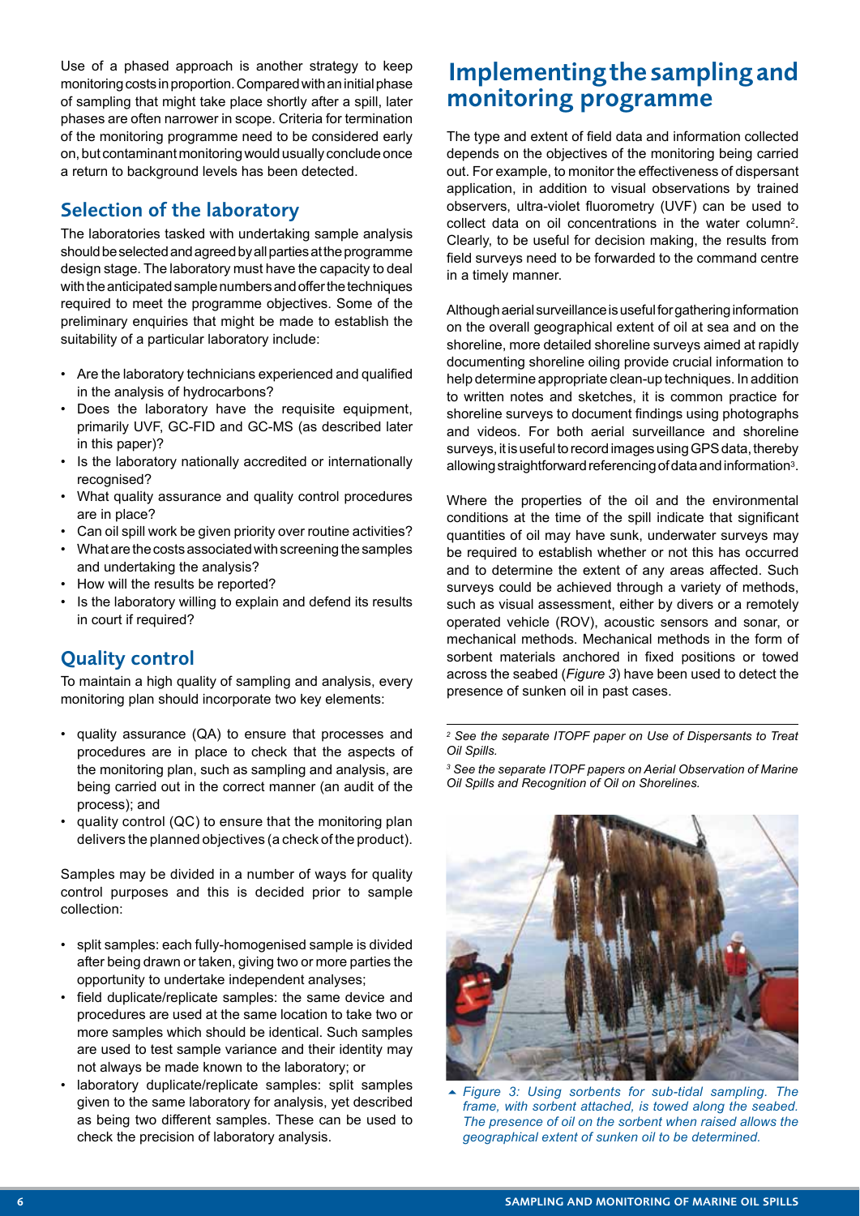Use of a phased approach is another strategy to keep monitoring costs in proportion. Compared with an initial phase of sampling that might take place shortly after a spill, later phases are often narrower in scope. Criteria for termination of the monitoring programme need to be considered early on, but contaminant monitoring would usually conclude once a return to background levels has been detected.

## Selection of the laboratory

The laboratories tasked with undertaking sample analysis should be selected and agreed by all parties at the programme design stage. The laboratory must have the capacity to deal with the anticipated sample numbers and offer the techniques required to meet the programme objectives. Some of the preliminary enquiries that might be made to establish the suitability of a particular laboratory include:

- Are the laboratory technicians experienced and qualified in the analysis of hydrocarbons?
- Does the laboratory have the requisite equipment, primarily UVF, GC-FID and GC-MS (as described later in this paper)?
- Is the laboratory nationally accredited or internationally recognised?
- What quality assurance and quality control procedures are in place?
- Can oil spill work be given priority over routine activities?
- What are the costs associated with screening the samples and undertaking the analysis?
- How will the results be reported?
- Is the laboratory willing to explain and defend its results in court if required?

## Quality control

To maintain a high quality of sampling and analysis, every monitoring plan should incorporate two key elements:

- quality assurance (QA) to ensure that processes and procedures are in place to check that the aspects of the monitoring plan, such as sampling and analysis, are being carried out in the correct manner (an audit of the process); and
- quality control (QC) to ensure that the monitoring plan delivers the planned objectives (a check of the product).

Samples may be divided in a number of ways for quality control purposes and this is decided prior to sample collection:

- split samples: each fully-homogenised sample is divided after being drawn or taken, giving two or more parties the opportunity to undertake independent analyses;
- field duplicate/replicate samples: the same device and procedures are used at the same location to take two or more samples which should be identical. Such samples are used to test sample variance and their identity may not always be made known to the laboratory; or
- laboratory duplicate/replicate samples: split samples given to the same laboratory for analysis, yet described as being two different samples. These can be used to check the precision of laboratory analysis.

# Implementing the sampling and monitoring programme

The type and extent of field data and information collected depends on the objectives of the monitoring being carried out. For example, to monitor the effectiveness of dispersant application, in addition to visual observations by trained observers, ultra-violet fluorometry (UVF) can be used to collect data on oil concentrations in the water column[2]. Clearly, to be useful for decision making, the results from field surveys need to be forwarded to the command centre in a timely manner.

Although aerial surveillance is useful for gathering information on the overall geographical extent of oil at sea and on the shoreline, more detailed shoreline surveys aimed at rapidly documenting shoreline oiling provide crucial information to help determine appropriate clean-up techniques. In addition to written notes and sketches, it is common practice for shoreline surveys to document findings using photographs and videos. For both aerial surveillance and shoreline surveys, it is useful to record images using GPS data, thereby allowing straightforward referencing of data and information[3].

Where the properties of the oil and the environmental conditions at the time of the spill indicate that significant quantities of oil may have sunk, underwater surveys may be required to establish whether or not this has occurred and to determine the extent of any areas affected. Such surveys could be achieved through a variety of methods, such as visual assessment, either by divers or a remotely operated vehicle (ROV), acoustic sensors and sonar, or mechanical methods. Mechanical methods in the form of sorbent materials anchored in fixed positions or towed across the seabed (*Figure 3*) have been used to detect the presence of sunken oil in past cases.

---

[2] *See the separate ITOPF paper on Use of Dispersants to Treat Oil Spills.*

[3] *See the separate ITOPF papers on Aerial Observation of Marine Oil Spills and Recognition of Oil on Shorelines.*

*Figure 3: Using sorbents for sub-tidal sampling. The frame, with sorbent attached, is towed along the seabed. The presence of oil on the sorbent when raised allows the geographical extent of sunken oil to be determined.*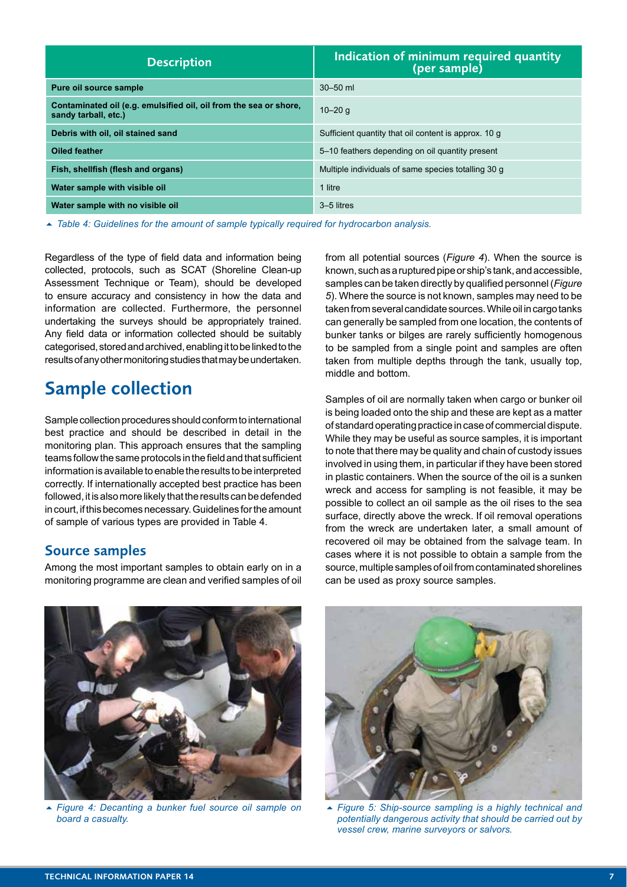| Description | Indication of minimum required quantity (per sample) |
|---|---|
| **Pure oil source sample** | 30–50 ml |
| **Contaminated oil (e.g. emulsified oil, oil from the sea or shore, sandy tarball, etc.)** | 10–20 g |
| **Debris with oil, oil stained sand** | Sufficient quantity that oil content is approx. 10 g |
| **Oiled feather** | 5–10 feathers depending on oil quantity present |
| **Fish, shellfish (flesh and organs)** | Multiple individuals of same species totalling 30 g |
| **Water sample with visible oil** | 1 litre |
| **Water sample with no visible oil** | 3–5 litres |

*Table 4: Guidelines for the amount of sample typically required for hydrocarbon analysis.*

Regardless of the type of field data and information being collected, protocols, such as SCAT (Shoreline Clean-up Assessment Technique or Team), should be developed to ensure accuracy and consistency in how the data and information are collected. Furthermore, the personnel undertaking the surveys should be appropriately trained. Any field data or information collected should be suitably categorised, stored and archived, enabling it to be linked to the results of any other monitoring studies that may be undertaken.

## Sample collection

Sample collection procedures should conform to international best practice and should be described in detail in the monitoring plan. This approach ensures that the sampling teams follow the same protocols in the field and that sufficient information is available to enable the results to be interpreted correctly. If internationally accepted best practice has been followed, it is also more likely that the results can be defended in court, if this becomes necessary. Guidelines for the amount of sample of various types are provided in Table 4.

### Source samples

Among the most important samples to obtain early on in a monitoring programme are clean and verified samples of oil from all potential sources (*Figure 4*). When the source is known, such as a ruptured pipe or ship's tank, and accessible, samples can be taken directly by qualified personnel (*Figure 5*). Where the source is not known, samples may need to be taken from several candidate sources. While oil in cargo tanks can generally be sampled from one location, the contents of bunker tanks or bilges are rarely sufficiently homogenous to be sampled from a single point and samples are often taken from multiple depths through the tank, usually top, middle and bottom.

Samples of oil are normally taken when cargo or bunker oil is being loaded onto the ship and these are kept as a matter of standard operating practice in case of commercial dispute. While they may be useful as source samples, it is important to note that there may be quality and chain of custody issues involved in using them, in particular if they have been stored in plastic containers. When the source of the oil is a sunken wreck and access for sampling is not feasible, it may be possible to collect an oil sample as the oil rises to the sea surface, directly above the wreck. If oil removal operations from the wreck are undertaken later, a small amount of recovered oil may be obtained from the salvage team. In cases where it is not possible to obtain a sample from the source, multiple samples of oil from contaminated shorelines can be used as proxy source samples.

*Figure 4: Decanting a bunker fuel source oil sample on board a casualty.*

*Figure 5: Ship-source sampling is a highly technical and potentially dangerous activity that should be carried out by vessel crew, marine surveyors or salvors.*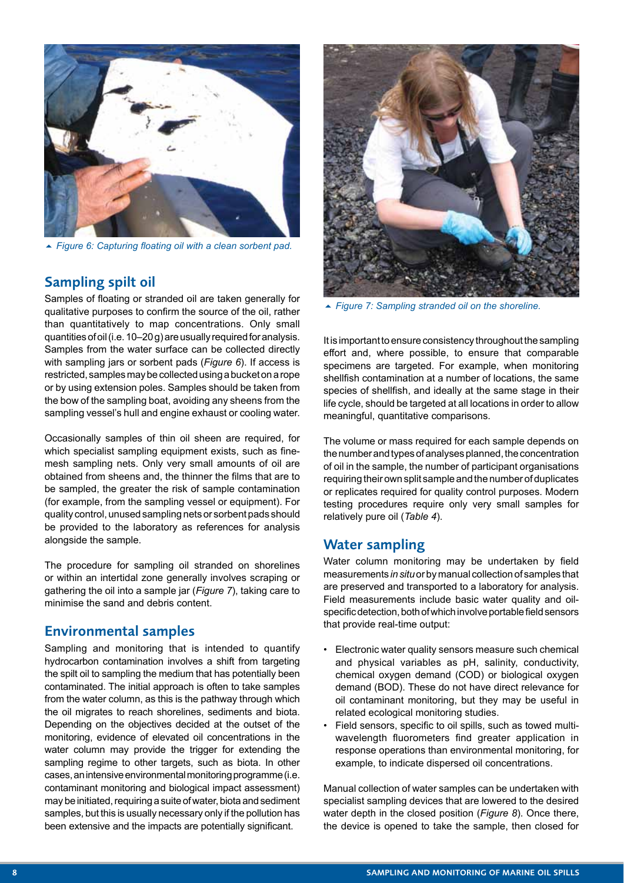▲ *Figure 6: Capturing floating oil with a clean sorbent pad.*

## Sampling spilt oil

Samples of floating or stranded oil are taken generally for qualitative purposes to confirm the source of the oil, rather than quantitatively to map concentrations. Only small quantities of oil (i.e. 10–20 g) are usually required for analysis. Samples from the water surface can be collected directly with sampling jars or sorbent pads (*Figure 6*). If access is restricted, samples may be collected using a bucket on a rope or by using extension poles. Samples should be taken from the bow of the sampling boat, avoiding any sheens from the sampling vessel's hull and engine exhaust or cooling water.

Occasionally samples of thin oil sheen are required, for which specialist sampling equipment exists, such as fine-mesh sampling nets. Only very small amounts of oil are obtained from sheens and, the thinner the films that are to be sampled, the greater the risk of sample contamination (for example, from the sampling vessel or equipment). For quality control, unused sampling nets or sorbent pads should be provided to the laboratory as references for analysis alongside the sample.

The procedure for sampling oil stranded on shorelines or within an intertidal zone generally involves scraping or gathering the oil into a sample jar (*Figure 7*), taking care to minimise the sand and debris content.

## Environmental samples

Sampling and monitoring that is intended to quantify hydrocarbon contamination involves a shift from targeting the spilt oil to sampling the medium that has potentially been contaminated. The initial approach is often to take samples from the water column, as this is the pathway through which the oil migrates to reach shorelines, sediments and biota. Depending on the objectives decided at the outset of the monitoring, evidence of elevated oil concentrations in the water column may provide the trigger for extending the sampling regime to other targets, such as biota. In other cases, an intensive environmental monitoring programme (i.e. contaminant monitoring and biological impact assessment) may be initiated, requiring a suite of water, biota and sediment samples, but this is usually necessary only if the pollution has been extensive and the impacts are potentially significant.

▲ *Figure 7: Sampling stranded oil on the shoreline.*

It is important to ensure consistency throughout the sampling effort and, where possible, to ensure that comparable specimens are targeted. For example, when monitoring shellfish contamination at a number of locations, the same species of shellfish, and ideally at the same stage in their life cycle, should be targeted at all locations in order to allow meaningful, quantitative comparisons.

The volume or mass required for each sample depends on the number and types of analyses planned, the concentration of oil in the sample, the number of participant organisations requiring their own split sample and the number of duplicates or replicates required for quality control purposes. Modern testing procedures require only very small samples for relatively pure oil (*Table 4*).

## Water sampling

Water column monitoring may be undertaken by field measurements *in situ* or by manual collection of samples that are preserved and transported to a laboratory for analysis. Field measurements include basic water quality and oil-specific detection, both of which involve portable field sensors that provide real-time output:

- Electronic water quality sensors measure such chemical and physical variables as pH, salinity, conductivity, chemical oxygen demand (COD) or biological oxygen demand (BOD). These do not have direct relevance for oil contaminant monitoring, but they may be useful in related ecological monitoring studies.
- Field sensors, specific to oil spills, such as towed multi-wavelength fluorometers find greater application in response operations than environmental monitoring, for example, to indicate dispersed oil concentrations.

Manual collection of water samples can be undertaken with specialist sampling devices that are lowered to the desired water depth in the closed position (*Figure 8*). Once there, the device is opened to take the sample, then closed for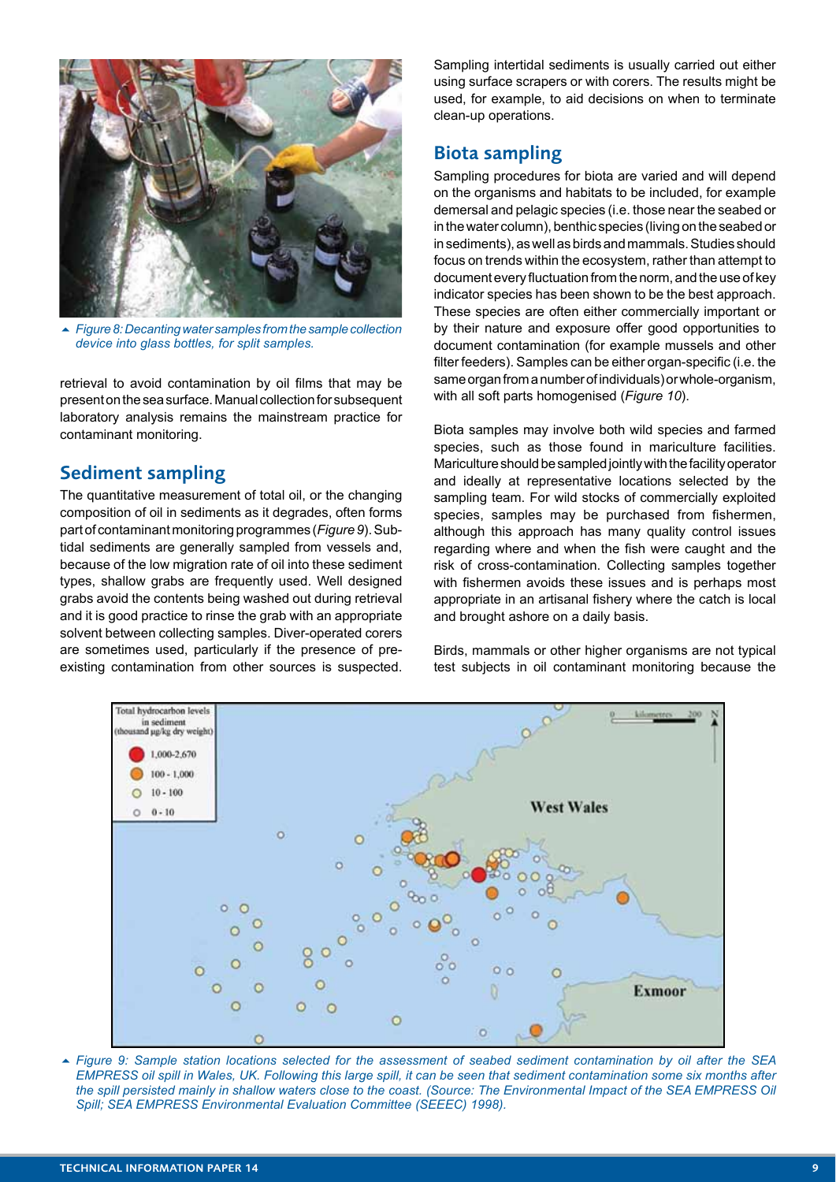*Figure 8: Decanting water samples from the sample collection device into glass bottles, for split samples.*

retrieval to avoid contamination by oil films that may be present on the sea surface. Manual collection for subsequent laboratory analysis remains the mainstream practice for contaminant monitoring.

## Sediment sampling

The quantitative measurement of total oil, or the changing composition of oil in sediments as it degrades, often forms part of contaminant monitoring programmes (*Figure 9*). Sub-tidal sediments are generally sampled from vessels and, because of the low migration rate of oil into these sediment types, shallow grabs are frequently used. Well designed grabs avoid the contents being washed out during retrieval and it is good practice to rinse the grab with an appropriate solvent between collecting samples. Diver-operated corers are sometimes used, particularly if the presence of pre-existing contamination from other sources is suspected.

Sampling intertidal sediments is usually carried out either using surface scrapers or with corers. The results might be used, for example, to aid decisions on when to terminate clean-up operations.

## Biota sampling

Sampling procedures for biota are varied and will depend on the organisms and habitats to be included, for example demersal and pelagic species (i.e. those near the seabed or in the water column), benthic species (living on the seabed or in sediments), as well as birds and mammals. Studies should focus on trends within the ecosystem, rather than attempt to document every fluctuation from the norm, and the use of key indicator species has been shown to be the best approach. These species are often either commercially important or by their nature and exposure offer good opportunities to document contamination (for example mussels and other filter feeders). Samples can be either organ-specific (i.e. the same organ from a number of individuals) or whole-organism, with all soft parts homogenised (*Figure 10*).

Biota samples may involve both wild species and farmed species, such as those found in mariculture facilities. Mariculture should be sampled jointly with the facility operator and ideally at representative locations selected by the sampling team. For wild stocks of commercially exploited species, samples may be purchased from fishermen, although this approach has many quality control issues regarding where and when the fish were caught and the risk of cross-contamination. Collecting samples together with fishermen avoids these issues and is perhaps most appropriate in an artisanal fishery where the catch is local and brought ashore on a daily basis.

Birds, mammals or other higher organisms are not typical test subjects in oil contaminant monitoring because the

*Figure 9: Sample station locations selected for the assessment of seabed sediment contamination by oil after the SEA EMPRESS oil spill in Wales, UK. Following this large spill, it can be seen that sediment contamination some six months after the spill persisted mainly in shallow waters close to the coast. (Source: The Environmental Impact of the SEA EMPRESS Oil Spill; SEA EMPRESS Environmental Evaluation Committee (SEEEC) 1998).*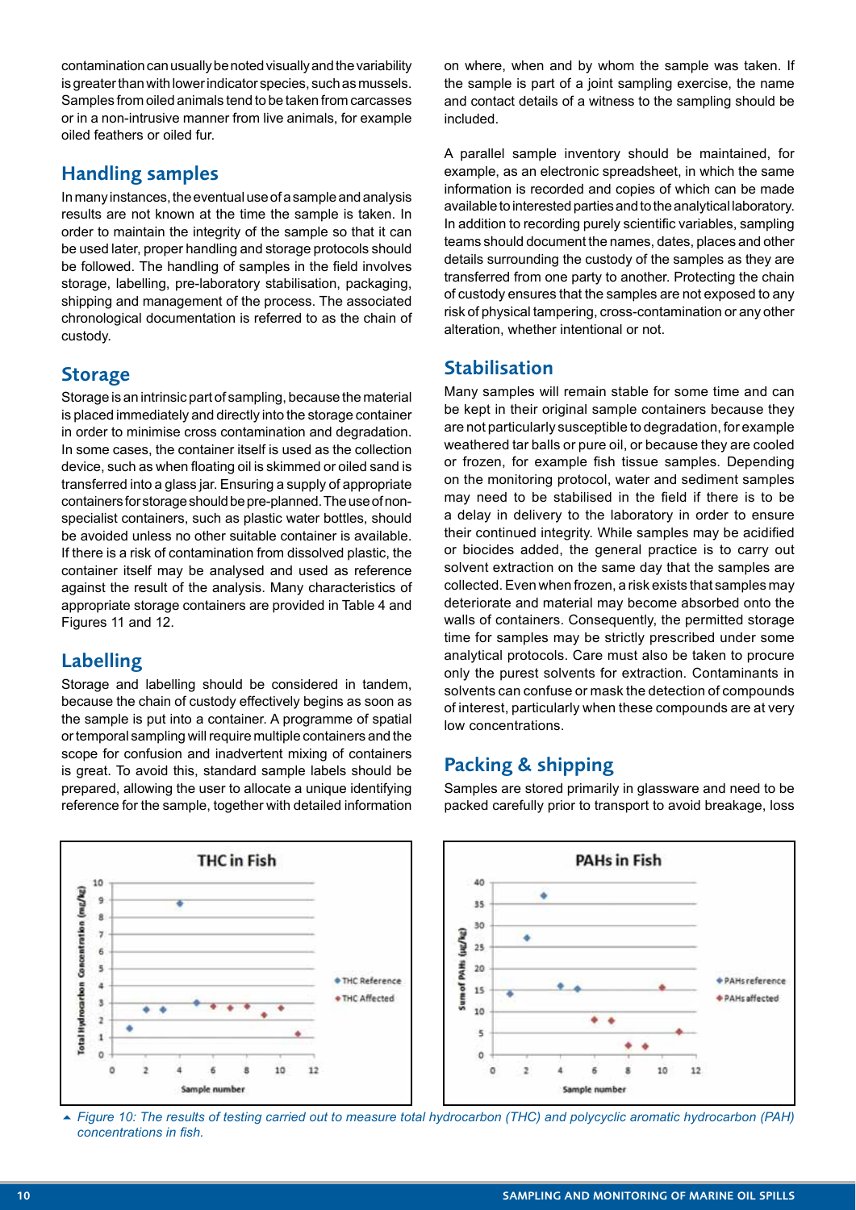contamination can usually be noted visually and the variability is greater than with lower indicator species, such as mussels. Samples from oiled animals tend to be taken from carcasses or in a non-intrusive manner from live animals, for example oiled feathers or oiled fur.

## Handling samples

In many instances, the eventual use of a sample and analysis results are not known at the time the sample is taken. In order to maintain the integrity of the sample so that it can be used later, proper handling and storage protocols should be followed. The handling of samples in the field involves storage, labelling, pre-laboratory stabilisation, packaging, shipping and management of the process. The associated chronological documentation is referred to as the chain of custody.

## Storage

Storage is an intrinsic part of sampling, because the material is placed immediately and directly into the storage container in order to minimise cross contamination and degradation. In some cases, the container itself is used as the collection device, such as when floating oil is skimmed or oiled sand is transferred into a glass jar. Ensuring a supply of appropriate containers for storage should be pre-planned. The use of non-specialist containers, such as plastic water bottles, should be avoided unless no other suitable container is available. If there is a risk of contamination from dissolved plastic, the container itself may be analysed and used as reference against the result of the analysis. Many characteristics of appropriate storage containers are provided in Table 4 and Figures 11 and 12.

## Labelling

Storage and labelling should be considered in tandem, because the chain of custody effectively begins as soon as the sample is put into a container. A programme of spatial or temporal sampling will require multiple containers and the scope for confusion and inadvertent mixing of containers is great. To avoid this, standard sample labels should be prepared, allowing the user to allocate a unique identifying reference for the sample, together with detailed information on where, when and by whom the sample was taken. If the sample is part of a joint sampling exercise, the name and contact details of a witness to the sampling should be included.

A parallel sample inventory should be maintained, for example, as an electronic spreadsheet, in which the same information is recorded and copies of which can be made available to interested parties and to the analytical laboratory. In addition to recording purely scientific variables, sampling teams should document the names, dates, places and other details surrounding the custody of the samples as they are transferred from one party to another. Protecting the chain of custody ensures that the samples are not exposed to any risk of physical tampering, cross-contamination or any other alteration, whether intentional or not.

## Stabilisation

Many samples will remain stable for some time and can be kept in their original sample containers because they are not particularly susceptible to degradation, for example weathered tar balls or pure oil, or because they are cooled or frozen, for example fish tissue samples. Depending on the monitoring protocol, water and sediment samples may need to be stabilised in the field if there is to be a delay in delivery to the laboratory in order to ensure their continued integrity. While samples may be acidified or biocides added, the general practice is to carry out solvent extraction on the same day that the samples are collected. Even when frozen, a risk exists that samples may deteriorate and material may become absorbed onto the walls of containers. Consequently, the permitted storage time for samples may be strictly prescribed under some analytical protocols. Care must also be taken to procure only the purest solvents for extraction. Contaminants in solvents can confuse or mask the detection of compounds of interest, particularly when these compounds are at very low concentrations.

## Packing & shipping

Samples are stored primarily in glassware and need to be packed carefully prior to transport to avoid breakage, loss

Figure 10: The results of testing carried out to measure total hydrocarbon (THC) and polycyclic aromatic hydrocarbon (PAH) concentrations in fish.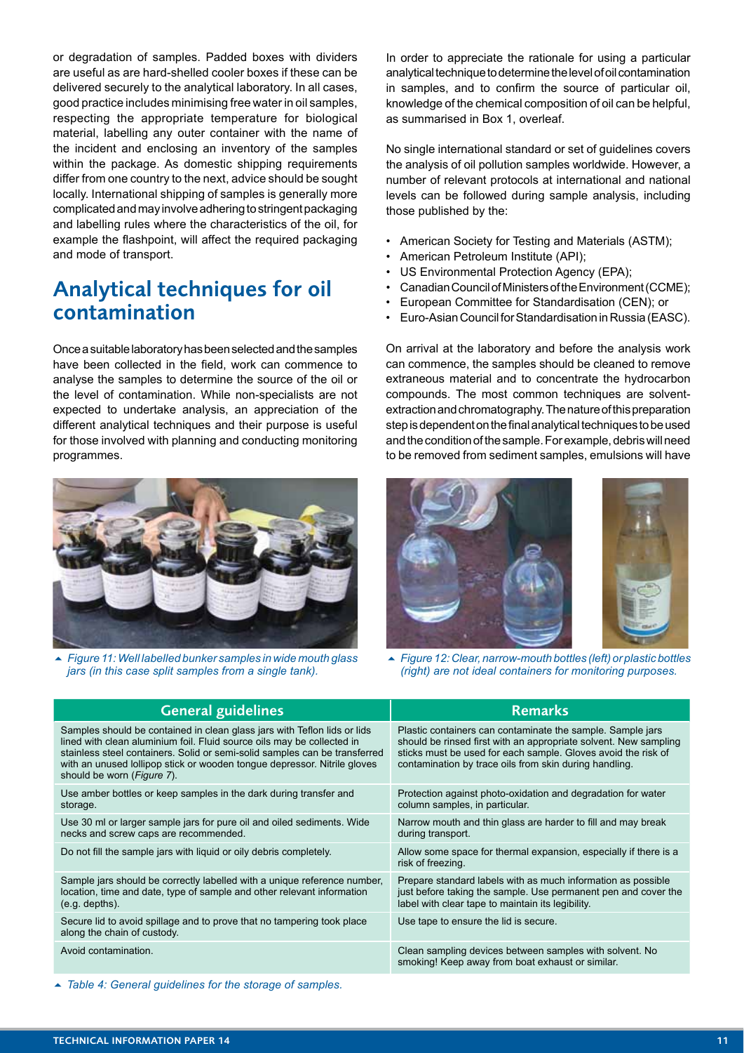or degradation of samples. Padded boxes with dividers are useful as are hard-shelled cooler boxes if these can be delivered securely to the analytical laboratory. In all cases, good practice includes minimising free water in oil samples, respecting the appropriate temperature for biological material, labelling any outer container with the name of the incident and enclosing an inventory of the samples within the package. As domestic shipping requirements differ from one country to the next, advice should be sought locally. International shipping of samples is generally more complicated and may involve adhering to stringent packaging and labelling rules where the characteristics of the oil, for example the flashpoint, will affect the required packaging and mode of transport.

## Analytical techniques for oil contamination

Once a suitable laboratory has been selected and the samples have been collected in the field, work can commence to analyse the samples to determine the source of the oil or the level of contamination. While non-specialists are not expected to undertake analysis, an appreciation of the different analytical techniques and their purpose is useful for those involved with planning and conducting monitoring programmes.

*Figure 11: Well labelled bunker samples in wide mouth glass jars (in this case split samples from a single tank).*

In order to appreciate the rationale for using a particular analytical technique to determine the level of oil contamination in samples, and to confirm the source of particular oil, knowledge of the chemical composition of oil can be helpful, as summarised in Box 1, overleaf.

No single international standard or set of guidelines covers the analysis of oil pollution samples worldwide. However, a number of relevant protocols at international and national levels can be followed during sample analysis, including those published by the:

- American Society for Testing and Materials (ASTM);
- American Petroleum Institute (API);
- US Environmental Protection Agency (EPA);
- Canadian Council of Ministers of the Environment (CCME);
- European Committee for Standardisation (CEN); or
- Euro-Asian Council for Standardisation in Russia (EASC).

On arrival at the laboratory and before the analysis work can commence, the samples should be cleaned to remove extraneous material and to concentrate the hydrocarbon compounds. The most common techniques are solvent-extraction and chromatography. The nature of this preparation step is dependent on the final analytical techniques to be used and the condition of the sample. For example, debris will need to be removed from sediment samples, emulsions will have

*Figure 12: Clear, narrow-mouth bottles (left) or plastic bottles (right) are not ideal containers for monitoring purposes.*

| General guidelines | Remarks |
|---|---|
| Samples should be contained in clean glass jars with Teflon lids or lids lined with clean aluminium foil. Fluid source oils may be collected in stainless steel containers. Solid or semi-solid samples can be transferred with an unused lollipop stick or wooden tongue depressor. Nitrile gloves should be worn (*Figure 7*). | Plastic containers can contaminate the sample. Sample jars should be rinsed first with an appropriate solvent. New sampling sticks must be used for each sample. Gloves avoid the risk of contamination by trace oils from skin during handling. |
| Use amber bottles or keep samples in the dark during transfer and storage. | Protection against photo-oxidation and degradation for water column samples, in particular. |
| Use 30 ml or larger sample jars for pure oil and oiled sediments. Wide necks and screw caps are recommended. | Narrow mouth and thin glass are harder to fill and may break during transport. |
| Do not fill the sample jars with liquid or oily debris completely. | Allow some space for thermal expansion, especially if there is a risk of freezing. |
| Sample jars should be correctly labelled with a unique reference number, location, time and date, type of sample and other relevant information (e.g. depths). | Prepare standard labels with as much information as possible just before taking the sample. Use permanent pen and cover the label with clear tape to maintain its legibility. |
| Secure lid to avoid spillage and to prove that no tampering took place along the chain of custody. | Use tape to ensure the lid is secure. |
| Avoid contamination. | Clean sampling devices between samples with solvent. No smoking! Keep away from boat exhaust or similar. |

*Table 4: General guidelines for the storage of samples.*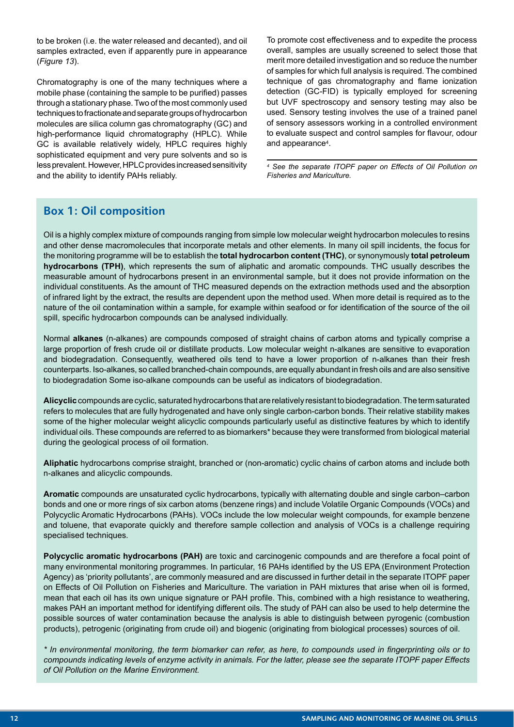to be broken (i.e. the water released and decanted), and oil samples extracted, even if apparently pure in appearance (*Figure 13*).

Chromatography is one of the many techniques where a mobile phase (containing the sample to be purified) passes through a stationary phase. Two of the most commonly used techniques to fractionate and separate groups of hydrocarbon molecules are silica column gas chromatography (GC) and high-performance liquid chromatography (HPLC). While GC is available relatively widely, HPLC requires highly sophisticated equipment and very pure solvents and so is less prevalent. However, HPLC provides increased sensitivity and the ability to identify PAHs reliably.

To promote cost effectiveness and to expedite the process overall, samples are usually screened to select those that merit more detailed investigation and so reduce the number of samples for which full analysis is required. The combined technique of gas chromatography and flame ionization detection (GC-FID) is typically employed for screening but UVF spectroscopy and sensory testing may also be used. Sensory testing involves the use of a trained panel of sensory assessors working in a controlled environment to evaluate suspect and control samples for flavour, odour and appearance[4].

*[4] See the separate ITOPF paper on Effects of Oil Pollution on Fisheries and Mariculture.*

## Box 1: Oil composition

Oil is a highly complex mixture of compounds ranging from simple low molecular weight hydrocarbon molecules to resins and other dense macromolecules that incorporate metals and other elements. In many oil spill incidents, the focus for the monitoring programme will be to establish the **total hydrocarbon content (THC)**, or synonymously **total petroleum hydrocarbons (TPH)**, which represents the sum of aliphatic and aromatic compounds. THC usually describes the measurable amount of hydrocarbons present in an environmental sample, but it does not provide information on the individual constituents. As the amount of THC measured depends on the extraction methods used and the absorption of infrared light by the extract, the results are dependent upon the method used. When more detail is required as to the nature of the oil contamination within a sample, for example within seafood or for identification of the source of the oil spill, specific hydrocarbon compounds can be analysed individually.

Normal **alkanes** (n-alkanes) are compounds composed of straight chains of carbon atoms and typically comprise a large proportion of fresh crude oil or distillate products. Low molecular weight n-alkanes are sensitive to evaporation and biodegradation. Consequently, weathered oils tend to have a lower proportion of n-alkanes than their fresh counterparts. Iso-alkanes, so called branched-chain compounds, are equally abundant in fresh oils and are also sensitive to biodegradation Some iso-alkane compounds can be useful as indicators of biodegradation.

**Alicyclic** compounds are cyclic, saturated hydrocarbons that are relatively resistant to biodegradation. The term saturated refers to molecules that are fully hydrogenated and have only single carbon-carbon bonds. Their relative stability makes some of the higher molecular weight alicyclic compounds particularly useful as distinctive features by which to identify individual oils. These compounds are referred to as biomarkers* because they were transformed from biological material during the geological process of oil formation.

**Aliphatic** hydrocarbons comprise straight, branched or (non-aromatic) cyclic chains of carbon atoms and include both n-alkanes and alicyclic compounds.

**Aromatic** compounds are unsaturated cyclic hydrocarbons, typically with alternating double and single carbon–carbon bonds and one or more rings of six carbon atoms (benzene rings) and include Volatile Organic Compounds (VOCs) and Polycyclic Aromatic Hydrocarbons (PAHs). VOCs include the low molecular weight compounds, for example benzene and toluene, that evaporate quickly and therefore sample collection and analysis of VOCs is a challenge requiring specialised techniques.

**Polycyclic aromatic hydrocarbons (PAH)** are toxic and carcinogenic compounds and are therefore a focal point of many environmental monitoring programmes. In particular, 16 PAHs identified by the US EPA (Environment Protection Agency) as 'priority pollutants', are commonly measured and are discussed in further detail in the separate ITOPF paper on Effects of Oil Pollution on Fisheries and Mariculture. The variation in PAH mixtures that arise when oil is formed, mean that each oil has its own unique signature or PAH profile. This, combined with a high resistance to weathering, makes PAH an important method for identifying different oils. The study of PAH can also be used to help determine the possible sources of water contamination because the analysis is able to distinguish between pyrogenic (combustion products), petrogenic (originating from crude oil) and biogenic (originating from biological processes) sources of oil.

*\* In environmental monitoring, the term biomarker can refer, as here, to compounds used in fingerprinting oils or to compounds indicating levels of enzyme activity in animals. For the latter, please see the separate ITOPF paper Effects of Oil Pollution on the Marine Environment.*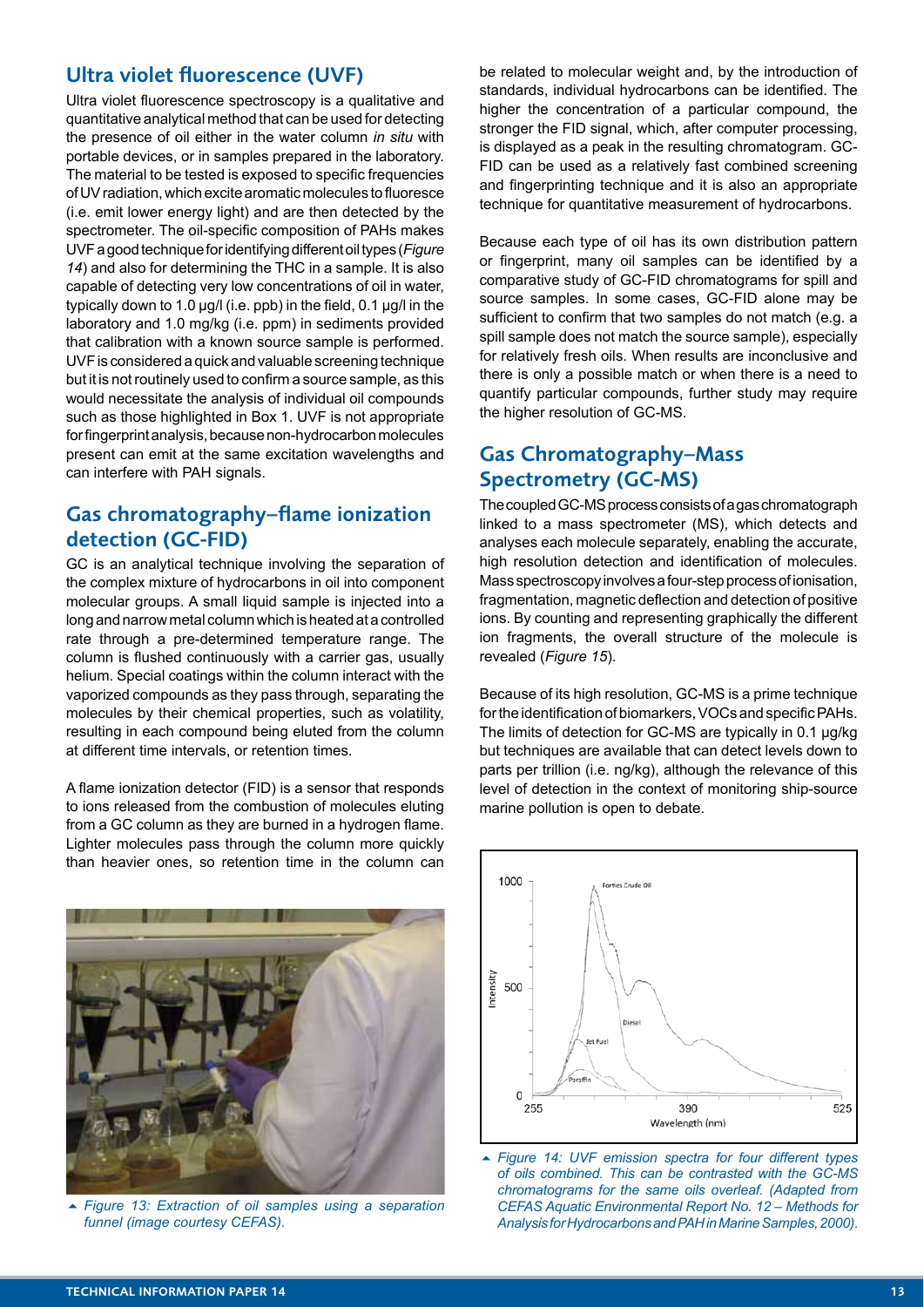## Ultra violet fluorescence (UVF)

Ultra violet fluorescence spectroscopy is a qualitative and quantitative analytical method that can be used for detecting the presence of oil either in the water column *in situ* with portable devices, or in samples prepared in the laboratory. The material to be tested is exposed to specific frequencies of UV radiation, which excite aromatic molecules to fluoresce (i.e. emit lower energy light) and are then detected by the spectrometer. The oil-specific composition of PAHs makes UVF a good technique for identifying different oil types (*Figure 14*) and also for determining the THC in a sample. It is also capable of detecting very low concentrations of oil in water, typically down to 1.0 µg/l (i.e. ppb) in the field, 0.1 µg/l in the laboratory and 1.0 mg/kg (i.e. ppm) in sediments provided that calibration with a known source sample is performed. UVF is considered a quick and valuable screening technique but it is not routinely used to confirm a source sample, as this would necessitate the analysis of individual oil compounds such as those highlighted in Box 1. UVF is not appropriate for fingerprint analysis, because non-hydrocarbon molecules present can emit at the same excitation wavelengths and can interfere with PAH signals.

## Gas chromatography–flame ionization detection (GC-FID)

GC is an analytical technique involving the separation of the complex mixture of hydrocarbons in oil into component molecular groups. A small liquid sample is injected into a long and narrow metal column which is heated at a controlled rate through a pre-determined temperature range. The column is flushed continuously with a carrier gas, usually helium. Special coatings within the column interact with the vaporized compounds as they pass through, separating the molecules by their chemical properties, such as volatility, resulting in each compound being eluted from the column at different time intervals, or retention times.

A flame ionization detector (FID) is a sensor that responds to ions released from the combustion of molecules eluting from a GC column as they are burned in a hydrogen flame. Lighter molecules pass through the column more quickly than heavier ones, so retention time in the column can be related to molecular weight and, by the introduction of standards, individual hydrocarbons can be identified. The higher the concentration of a particular compound, the stronger the FID signal, which, after computer processing, is displayed as a peak in the resulting chromatogram. GC-FID can be used as a relatively fast combined screening and fingerprinting technique and it is also an appropriate technique for quantitative measurement of hydrocarbons.

Because each type of oil has its own distribution pattern or fingerprint, many oil samples can be identified by a comparative study of GC-FID chromatograms for spill and source samples. In some cases, GC-FID alone may be sufficient to confirm that two samples do not match (e.g. a spill sample does not match the source sample), especially for relatively fresh oils. When results are inconclusive and there is only a possible match or when there is a need to quantify particular compounds, further study may require the higher resolution of GC-MS.

*Figure 13: Extraction of oil samples using a separation funnel (image courtesy CEFAS).*

## Gas Chromatography–Mass Spectrometry (GC-MS)

The coupled GC-MS process consists of a gas chromatograph linked to a mass spectrometer (MS), which detects and analyses each molecule separately, enabling the accurate, high resolution detection and identification of molecules. Mass spectroscopy involves a four-step process of ionisation, fragmentation, magnetic deflection and detection of positive ions. By counting and representing graphically the different ion fragments, the overall structure of the molecule is revealed (*Figure 15*).

Because of its high resolution, GC-MS is a prime technique for the identification of biomarkers, VOCs and specific PAHs. The limits of detection for GC-MS are typically in 0.1 µg/kg but techniques are available that can detect levels down to parts per trillion (i.e. ng/kg), although the relevance of this level of detection in the context of monitoring ship-source marine pollution is open to debate.

*Figure 14: UVF emission spectra for four different types of oils combined. This can be contrasted with the GC-MS chromatograms for the same oils overleaf. (Adapted from CEFAS Aquatic Environmental Report No. 12 – Methods for Analysis for Hydrocarbons and PAH in Marine Samples, 2000).*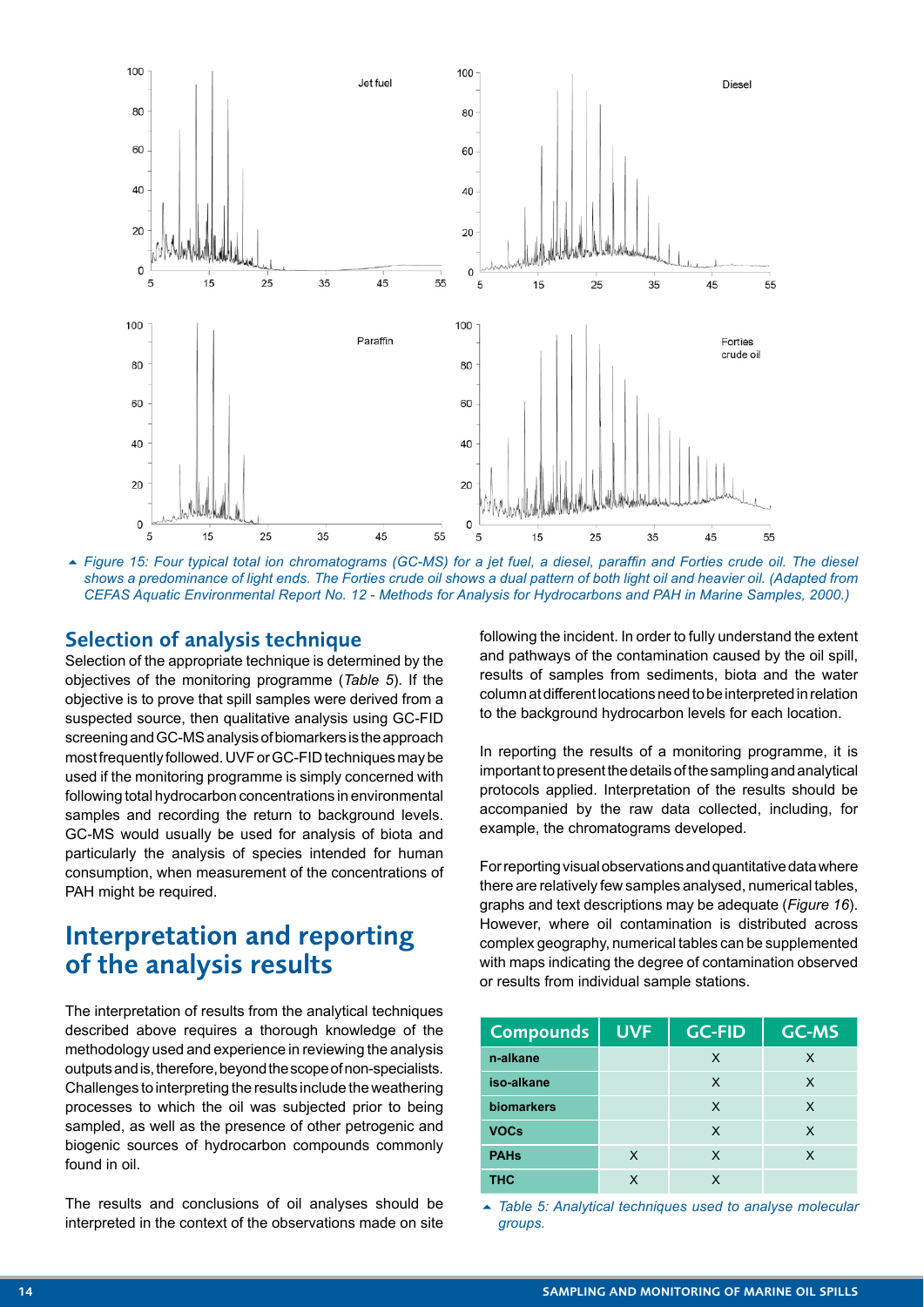Figure 15: Four typical total ion chromatograms (GC-MS) for a jet fuel, a diesel, paraffin and Forties crude oil. The diesel shows a predominance of light ends. The Forties crude oil shows a dual pattern of both light oil and heavier oil. (Adapted from CEFAS Aquatic Environmental Report No. 12 - Methods for Analysis for Hydrocarbons and PAH in Marine Samples, 2000.)

## Selection of analysis technique

Selection of the appropriate technique is determined by the objectives of the monitoring programme (*Table 5*). If the objective is to prove that spill samples were derived from a suspected source, then qualitative analysis using GC-FID screening and GC-MS analysis of biomarkers is the approach most frequently followed. UVF or GC-FID techniques may be used if the monitoring programme is simply concerned with following total hydrocarbon concentrations in environmental samples and recording the return to background levels. GC-MS would usually be used for analysis of biota and particularly the analysis of species intended for human consumption, when measurement of the concentrations of PAH might be required.

# Interpretation and reporting of the analysis results

The interpretation of results from the analytical techniques described above requires a thorough knowledge of the methodology used and experience in reviewing the analysis outputs and is, therefore, beyond the scope of non-specialists. Challenges to interpreting the results include the weathering processes to which the oil was subjected prior to being sampled, as well as the presence of other petrogenic and biogenic sources of hydrocarbon compounds commonly found in oil.

The results and conclusions of oil analyses should be interpreted in the context of the observations made on site following the incident. In order to fully understand the extent and pathways of the contamination caused by the oil spill, results of samples from sediments, biota and the water column at different locations need to be interpreted in relation to the background hydrocarbon levels for each location.

In reporting the results of a monitoring programme, it is important to present the details of the sampling and analytical protocols applied. Interpretation of the results should be accompanied by the raw data collected, including, for example, the chromatograms developed.

For reporting visual observations and quantitative data where there are relatively few samples analysed, numerical tables, graphs and text descriptions may be adequate (*Figure 16*). However, where oil contamination is distributed across complex geography, numerical tables can be supplemented with maps indicating the degree of contamination observed or results from individual sample stations.

| Compounds | UVF | GC-FID | GC-MS |
|---|---|---|---|
| **n-alkane** | | X | X |
| **iso-alkane** | | X | X |
| **biomarkers** | | X | X |
| **VOCs** | | X | X |
| **PAHs** | X | X | X |
| **THC** | X | X | |

*Table 5: Analytical techniques used to analyse molecular groups.*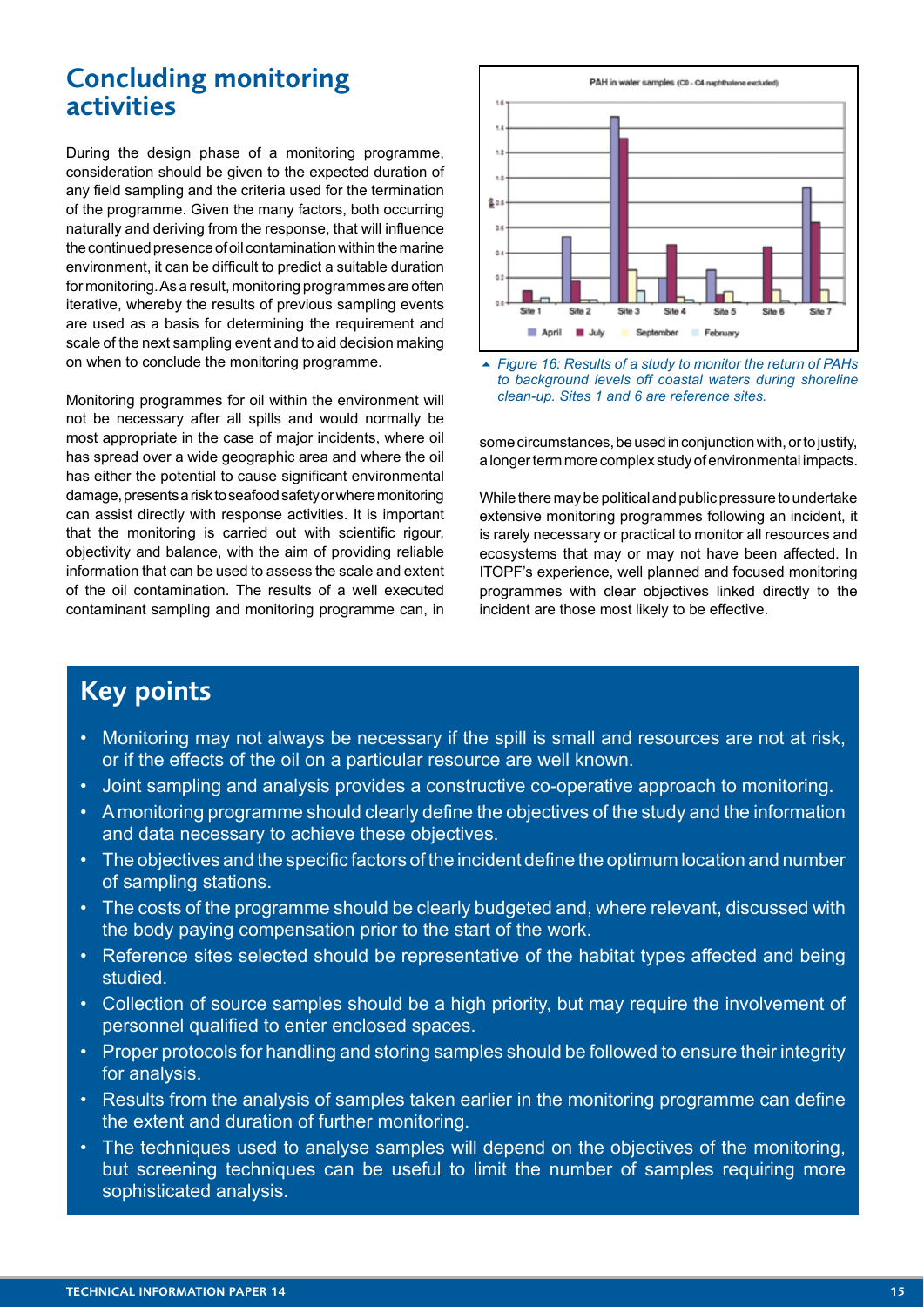## Concluding monitoring activities

During the design phase of a monitoring programme, consideration should be given to the expected duration of any field sampling and the criteria used for the termination of the programme. Given the many factors, both occurring naturally and deriving from the response, that will influence the continued presence of oil contamination within the marine environment, it can be difficult to predict a suitable duration for monitoring. As a result, monitoring programmes are often iterative, whereby the results of previous sampling events are used as a basis for determining the requirement and scale of the next sampling event and to aid decision making on when to conclude the monitoring programme.

Monitoring programmes for oil within the environment will not be necessary after all spills and would normally be most appropriate in the case of major incidents, where oil has spread over a wide geographic area and where the oil has either the potential to cause significant environmental damage, presents a risk to seafood safety or where monitoring can assist directly with response activities. It is important that the monitoring is carried out with scientific rigour, objectivity and balance, with the aim of providing reliable information that can be used to assess the scale and extent of the oil contamination. The results of a well executed contaminant sampling and monitoring programme can, in some circumstances, be used in conjunction with, or to justify, a longer term more complex study of environmental impacts.

*Figure 16: Results of a study to monitor the return of PAHs to background levels off coastal waters during shoreline clean-up. Sites 1 and 6 are reference sites.*

While there may be political and public pressure to undertake extensive monitoring programmes following an incident, it is rarely necessary or practical to monitor all resources and ecosystems that may or may not have been affected. In ITOPF's experience, well planned and focused monitoring programmes with clear objectives linked directly to the incident are those most likely to be effective.

## Key points

- Monitoring may not always be necessary if the spill is small and resources are not at risk, or if the effects of the oil on a particular resource are well known.
- Joint sampling and analysis provides a constructive co-operative approach to monitoring.
- A monitoring programme should clearly define the objectives of the study and the information and data necessary to achieve these objectives.
- The objectives and the specific factors of the incident define the optimum location and number of sampling stations.
- The costs of the programme should be clearly budgeted and, where relevant, discussed with the body paying compensation prior to the start of the work.
- Reference sites selected should be representative of the habitat types affected and being studied.
- Collection of source samples should be a high priority, but may require the involvement of personnel qualified to enter enclosed spaces.
- Proper protocols for handling and storing samples should be followed to ensure their integrity for analysis.
- Results from the analysis of samples taken earlier in the monitoring programme can define the extent and duration of further monitoring.
- The techniques used to analyse samples will depend on the objectives of the monitoring, but screening techniques can be useful to limit the number of samples requiring more sophisticated analysis.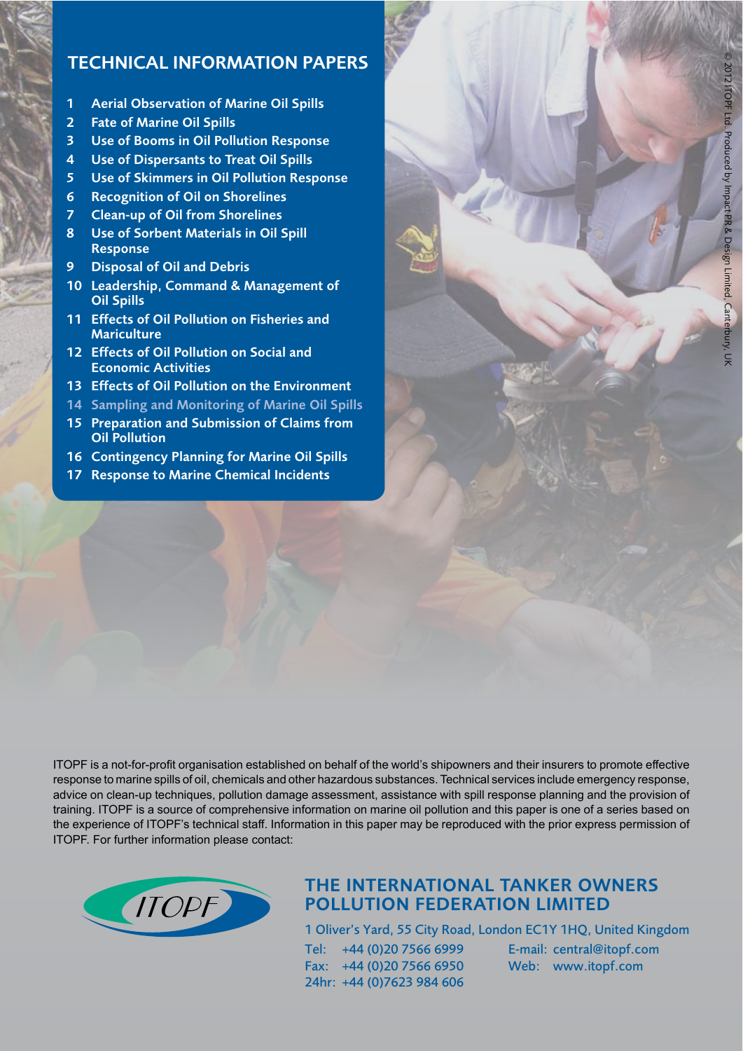## TECHNICAL INFORMATION PAPERS

1. Aerial Observation of Marine Oil Spills
2. Fate of Marine Oil Spills
3. Use of Booms in Oil Pollution Response
4. Use of Dispersants to Treat Oil Spills
5. Use of Skimmers in Oil Pollution Response
6. Recognition of Oil on Shorelines
7. Clean-up of Oil from Shorelines
8. Use of Sorbent Materials in Oil Spill Response
9. Disposal of Oil and Debris
10. Leadership, Command & Management of Oil Spills
11. Effects of Oil Pollution on Fisheries and Mariculture
12. Effects of Oil Pollution on Social and Economic Activities
13. Effects of Oil Pollution on the Environment
14. Sampling and Monitoring of Marine Oil Spills
15. Preparation and Submission of Claims from Oil Pollution
16. Contingency Planning for Marine Oil Spills
17. Response to Marine Chemical Incidents

© 2012 ITOPF Ltd. Produced by Impact PR & Design Limited, Canterbury, UK

ITOPF is a not-for-profit organisation established on behalf of the world's shipowners and their insurers to promote effective response to marine spills of oil, chemicals and other hazardous substances. Technical services include emergency response, advice on clean-up techniques, pollution damage assessment, assistance with spill response planning and the provision of training. ITOPF is a source of comprehensive information on marine oil pollution and this paper is one of a series based on the experience of ITOPF's technical staff. Information in this paper may be reproduced with the prior express permission of ITOPF. For further information please contact:

ITOPF

## THE INTERNATIONAL TANKER OWNERS POLLUTION FEDERATION LIMITED

1 Oliver's Yard, 55 City Road, London EC1Y 1HQ, United Kingdom

Tel: +44 (0)20 7566 6999
Fax: +44 (0)20 7566 6950
24hr: +44 (0)7623 984 606

E-mail: central@itopf.com
Web: www.itopf.com